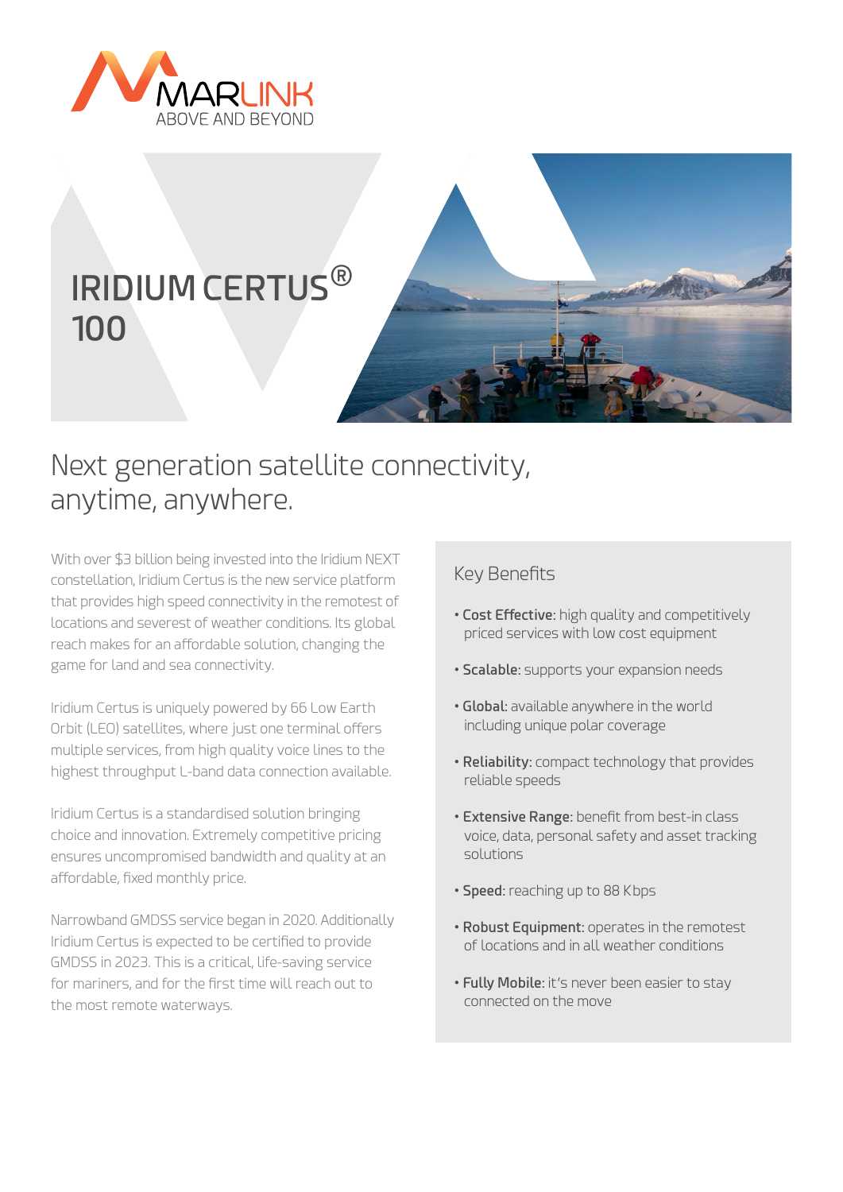MARLINK
ABOVE AND BEYOND

# IRIDIUM CERTUS® 100

## Next generation satellite connectivity, anytime, anywhere.

With over $3 billion being invested into the Iridium NEXT constellation, Iridium Certus is the new service platform that provides high speed connectivity in the remotest of locations and severest of weather conditions. Its global reach makes for an affordable solution, changing the game for land and sea connectivity.

Iridium Certus is uniquely powered by 66 Low Earth Orbit (LEO) satellites, where just one terminal offers multiple services, from high quality voice lines to the highest throughput L-band data connection available.

Iridium Certus is a standardised solution bringing choice and innovation. Extremely competitive pricing ensures uncompromised bandwidth and quality at an affordable, fixed monthly price.

Narrowband GMDSS service began in 2020. Additionally Iridium Certus is expected to be certified to provide GMDSS in 2023. This is a critical, life-saving service for mariners, and for the first time will reach out to the most remote waterways.

### Key Benefits

- **Cost Effective:** high quality and competitively priced services with low cost equipment
- **Scalable:** supports your expansion needs
- **Global:** available anywhere in the world including unique polar coverage
- **Reliability:** compact technology that provides reliable speeds
- **Extensive Range:** benefit from best-in class voice, data, personal safety and asset tracking solutions
- **Speed:** reaching up to 88 Kbps
- **Robust Equipment:** operates in the remotest of locations and in all weather conditions
- **Fully Mobile:** it's never been easier to stay connected on the move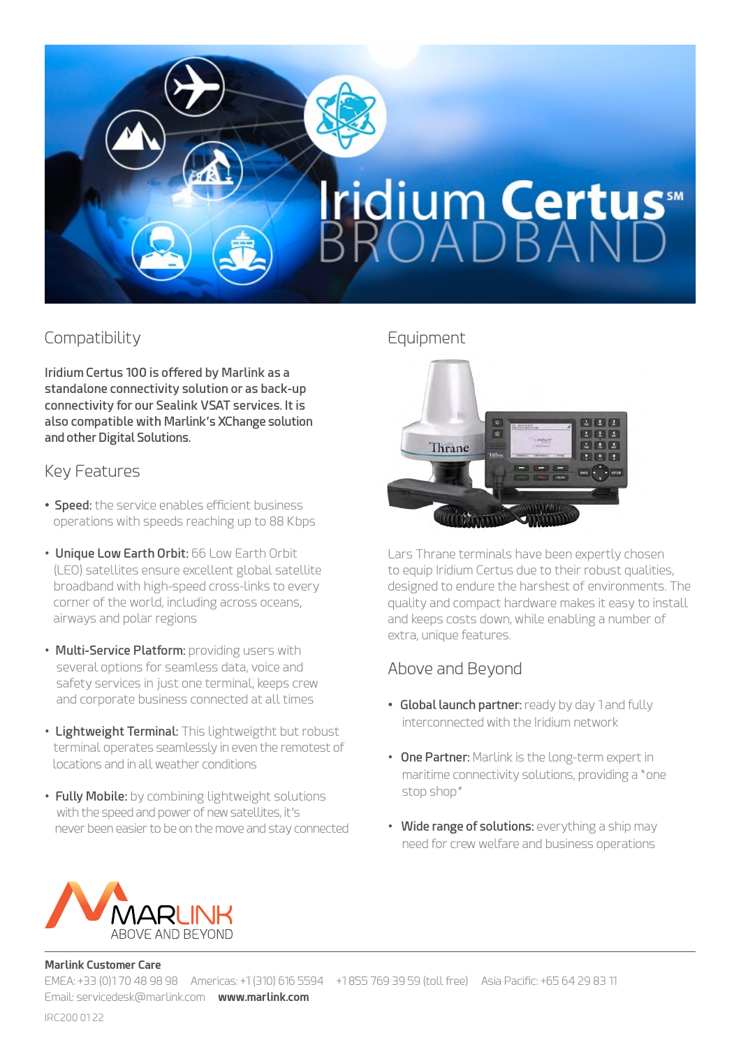# Iridium Certus℠ BROADBAND

## Compatibility

**Iridium Certus 100 is offered by Marlink as a standalone connectivity solution or as back-up connectivity for our Sealink VSAT services. It is also compatible with Marlink's XChange solution and other Digital Solutions.**

## Key Features

- **Speed:** the service enables efficient business operations with speeds reaching up to 88 Kbps
- **Unique Low Earth Orbit:** 66 Low Earth Orbit (LEO) satellites ensure excellent global satellite broadband with high-speed cross-links to every corner of the world, including across oceans, airways and polar regions
- **Multi-Service Platform:** providing users with several options for seamless data, voice and safety services in just one terminal, keeps crew and corporate business connected at all times
- **Lightweight Terminal:** This lightweigtht but robust terminal operates seamlessly in even the remotest of locations and in all weather conditions
- **Fully Mobile:** by combining lightweight solutions with the speed and power of new satellites, it's never been easier to be on the move and stay connected

## Equipment

Lars Thrane terminals have been expertly chosen to equip Iridium Certus due to their robust qualities, designed to endure the harshest of environments. The quality and compact hardware makes it easy to install and keeps costs down, while enabling a number of extra, unique features.

## Above and Beyond

- **Global launch partner:** ready by day 1 and fully interconnected with the Iridium network
- **One Partner:** Marlink is the long-term expert in maritime connectivity solutions, providing a "one stop shop"
- **Wide range of solutions:** everything a ship may need for crew welfare and business operations

MARLINK ABOVE AND BEYOND

**Marlink Customer Care**

EMEA: +33 (0)1 70 48 98 98 Americas: +1 (310) 616 5594 +1 855 769 39 59 (toll free) Asia Pacific: +65 64 29 83 11

Email: servicedesk@marlink.com **www.marlink.com**

IRC200 01 22